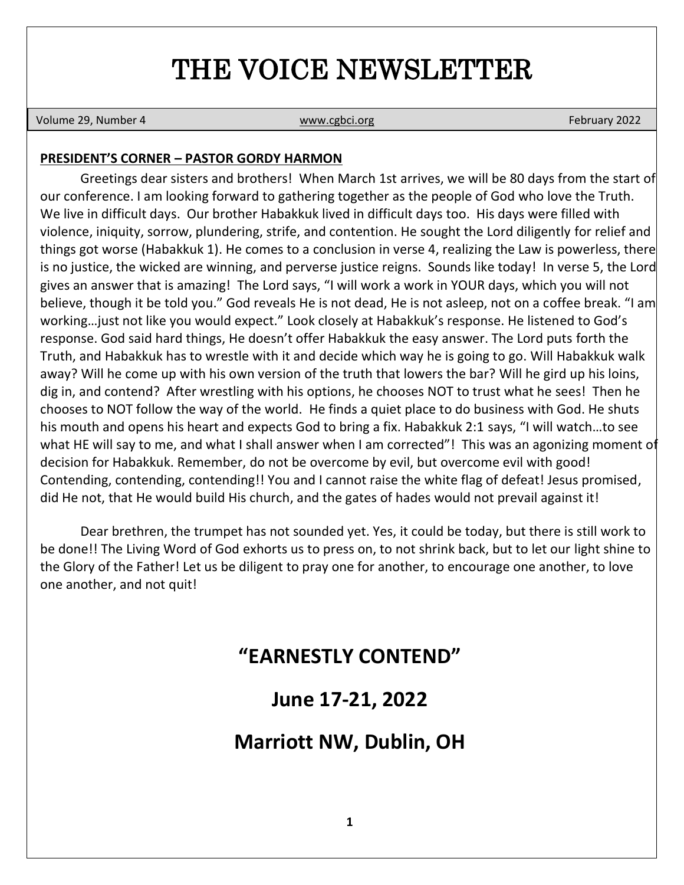# THE VOICE NEWSLETTER

Volume 29, Number 4 | www.cgbci.org | February 2022

**PRESIDENT'S CORNER – PASTOR GORDY HARMON**

Greetings dear sisters and brothers! When March 1st arrives, we will be 80 days from the start of our conference. I am looking forward to gathering together as the people of God who love the Truth. We live in difficult days. Our brother Habakkuk lived in difficult days too. His days were filled with violence, iniquity, sorrow, plundering, strife, and contention. He sought the Lord diligently for relief and things got worse (Habakkuk 1). He comes to a conclusion in verse 4, realizing the Law is powerless, there is no justice, the wicked are winning, and perverse justice reigns. Sounds like today! In verse 5, the Lord gives an answer that is amazing! The Lord says, "I will work a work in YOUR days, which you will not believe, though it be told you." God reveals He is not dead, He is not asleep, not on a coffee break. "I am working…just not like you would expect." Look closely at Habakkuk's response. He listened to God's response. God said hard things, He doesn't offer Habakkuk the easy answer. The Lord puts forth the Truth, and Habakkuk has to wrestle with it and decide which way he is going to go. Will Habakkuk walk away? Will he come up with his own version of the truth that lowers the bar? Will he gird up his loins, dig in, and contend? After wrestling with his options, he chooses NOT to trust what he sees! Then he chooses to NOT follow the way of the world. He finds a quiet place to do business with God. He shuts his mouth and opens his heart and expects God to bring a fix. Habakkuk 2:1 says, "I will watch…to see what HE will say to me, and what I shall answer when I am corrected"! This was an agonizing moment of decision for Habakkuk. Remember, do not be overcome by evil, but overcome evil with good! Contending, contending, contending!! You and I cannot raise the white flag of defeat! Jesus promised, did He not, that He would build His church, and the gates of hades would not prevail against it!

Dear brethren, the trumpet has not sounded yet. Yes, it could be today, but there is still work to be done!! The Living Word of God exhorts us to press on, to not shrink back, but to let our light shine to the Glory of the Father! Let us be diligent to pray one for another, to encourage one another, to love one another, and not quit!

## "EARNESTLY CONTEND"

## June 17-21, 2022

## Marriott NW, Dublin, OH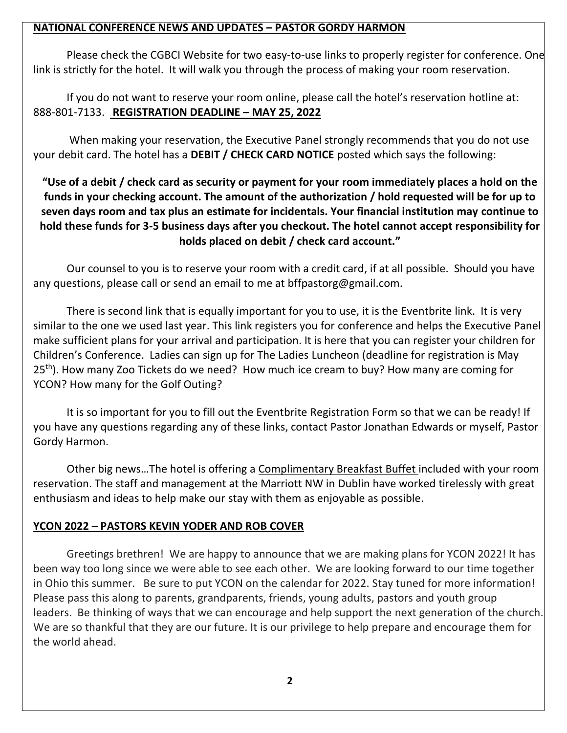## NATIONAL CONFERENCE NEWS AND UPDATES – PASTOR GORDY HARMON

Please check the CGBCI Website for two easy-to-use links to properly register for conference. One link is strictly for the hotel. It will walk you through the process of making your room reservation.

If you do not want to reserve your room online, please call the hotel's reservation hotline at: 888-801-7133. **REGISTRATION DEADLINE – MAY 25, 2022**

When making your reservation, the Executive Panel strongly recommends that you do not use your debit card. The hotel has a **DEBIT / CHECK CARD NOTICE** posted which says the following:

**"Use of a debit / check card as security or payment for your room immediately places a hold on the funds in your checking account. The amount of the authorization / hold requested will be for up to seven days room and tax plus an estimate for incidentals. Your financial institution may continue to hold these funds for 3-5 business days after you checkout. The hotel cannot accept responsibility for holds placed on debit / check card account."**

Our counsel to you is to reserve your room with a credit card, if at all possible. Should you have any questions, please call or send an email to me at bffpastorg@gmail.com.

There is second link that is equally important for you to use, it is the Eventbrite link. It is very similar to the one we used last year. This link registers you for conference and helps the Executive Panel make sufficient plans for your arrival and participation. It is here that you can register your children for Children's Conference. Ladies can sign up for The Ladies Luncheon (deadline for registration is May 25th). How many Zoo Tickets do we need? How much ice cream to buy? How many are coming for YCON? How many for the Golf Outing?

It is so important for you to fill out the Eventbrite Registration Form so that we can be ready! If you have any questions regarding any of these links, contact Pastor Jonathan Edwards or myself, Pastor Gordy Harmon.

Other big news…The hotel is offering a Complimentary Breakfast Buffet included with your room reservation. The staff and management at the Marriott NW in Dublin have worked tirelessly with great enthusiasm and ideas to help make our stay with them as enjoyable as possible.

## YCON 2022 – PASTORS KEVIN YODER AND ROB COVER

Greetings brethren! We are happy to announce that we are making plans for YCON 2022! It has been way too long since we were able to see each other. We are looking forward to our time together in Ohio this summer. Be sure to put YCON on the calendar for 2022. Stay tuned for more information! Please pass this along to parents, grandparents, friends, young adults, pastors and youth group leaders. Be thinking of ways that we can encourage and help support the next generation of the church. We are so thankful that they are our future. It is our privilege to help prepare and encourage them for the world ahead.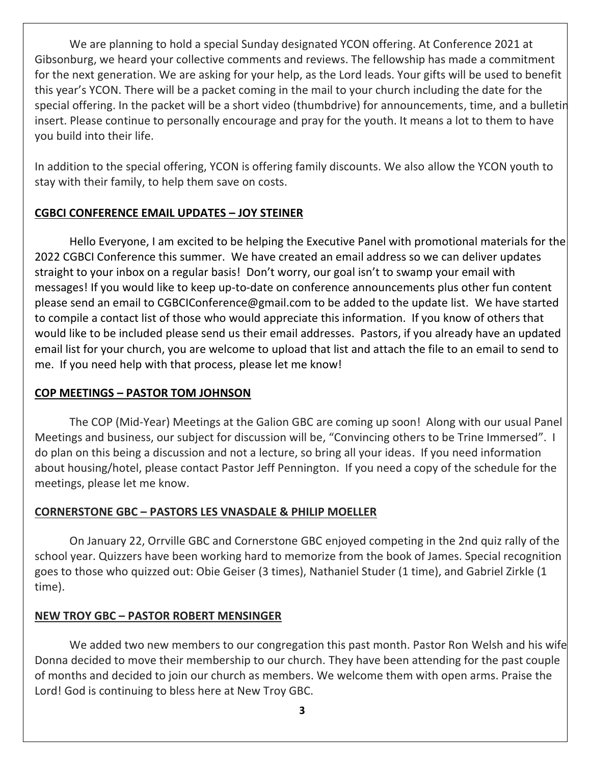We are planning to hold a special Sunday designated YCON offering. At Conference 2021 at Gibsonburg, we heard your collective comments and reviews. The fellowship has made a commitment for the next generation. We are asking for your help, as the Lord leads. Your gifts will be used to benefit this year's YCON. There will be a packet coming in the mail to your church including the date for the special offering. In the packet will be a short video (thumbdrive) for announcements, time, and a bulletin insert. Please continue to personally encourage and pray for the youth. It means a lot to them to have you build into their life.

In addition to the special offering, YCON is offering family discounts. We also allow the YCON youth to stay with their family, to help them save on costs.

**CGBCI CONFERENCE EMAIL UPDATES – JOY STEINER**

Hello Everyone, I am excited to be helping the Executive Panel with promotional materials for the 2022 CGBCI Conference this summer. We have created an email address so we can deliver updates straight to your inbox on a regular basis! Don't worry, our goal isn't to swamp your email with messages! If you would like to keep up-to-date on conference announcements plus other fun content please send an email to CGBCIConference@gmail.com to be added to the update list. We have started to compile a contact list of those who would appreciate this information. If you know of others that would like to be included please send us their email addresses. Pastors, if you already have an updated email list for your church, you are welcome to upload that list and attach the file to an email to send to me. If you need help with that process, please let me know!

**COP MEETINGS – PASTOR TOM JOHNSON**

The COP (Mid-Year) Meetings at the Galion GBC are coming up soon! Along with our usual Panel Meetings and business, our subject for discussion will be, "Convincing others to be Trine Immersed". I do plan on this being a discussion and not a lecture, so bring all your ideas. If you need information about housing/hotel, please contact Pastor Jeff Pennington. If you need a copy of the schedule for the meetings, please let me know.

**CORNERSTONE GBC – PASTORS LES VNASDALE & PHILIP MOELLER**

On January 22, Orrville GBC and Cornerstone GBC enjoyed competing in the 2nd quiz rally of the school year. Quizzers have been working hard to memorize from the book of James. Special recognition goes to those who quizzed out: Obie Geiser (3 times), Nathaniel Studer (1 time), and Gabriel Zirkle (1 time).

**NEW TROY GBC – PASTOR ROBERT MENSINGER**

We added two new members to our congregation this past month. Pastor Ron Welsh and his wife Donna decided to move their membership to our church. They have been attending for the past couple of months and decided to join our church as members. We welcome them with open arms. Praise the Lord! God is continuing to bless here at New Troy GBC.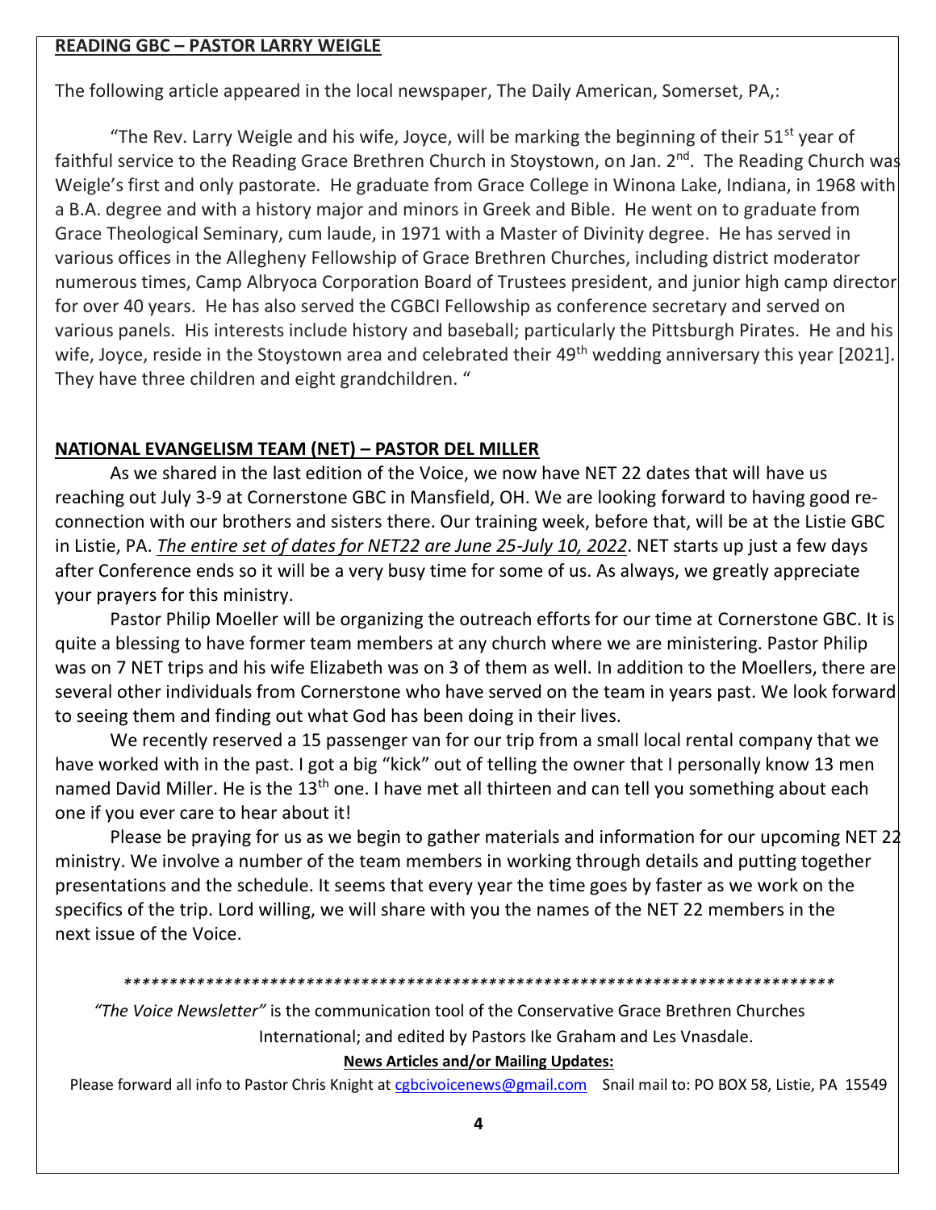**READING GBC – PASTOR LARRY WEIGLE**

The following article appeared in the local newspaper, The Daily American, Somerset, PA,:

"The Rev. Larry Weigle and his wife, Joyce, will be marking the beginning of their 51st year of faithful service to the Reading Grace Brethren Church in Stoystown, on Jan. 2nd. The Reading Church was Weigle's first and only pastorate. He graduate from Grace College in Winona Lake, Indiana, in 1968 with a B.A. degree and with a history major and minors in Greek and Bible. He went on to graduate from Grace Theological Seminary, cum laude, in 1971 with a Master of Divinity degree. He has served in various offices in the Allegheny Fellowship of Grace Brethren Churches, including district moderator numerous times, Camp Albryoca Corporation Board of Trustees president, and junior high camp director for over 40 years. He has also served the CGBCI Fellowship as conference secretary and served on various panels. His interests include history and baseball; particularly the Pittsburgh Pirates. He and his wife, Joyce, reside in the Stoystown area and celebrated their 49th wedding anniversary this year [2021]. They have three children and eight grandchildren. "

**NATIONAL EVANGELISM TEAM (NET) – PASTOR DEL MILLER**

As we shared in the last edition of the Voice, we now have NET 22 dates that will have us reaching out July 3-9 at Cornerstone GBC in Mansfield, OH. We are looking forward to having good re-connection with our brothers and sisters there. Our training week, before that, will be at the Listie GBC in Listie, PA. *The entire set of dates for NET22 are June 25-July 10, 2022*. NET starts up just a few days after Conference ends so it will be a very busy time for some of us. As always, we greatly appreciate your prayers for this ministry.

Pastor Philip Moeller will be organizing the outreach efforts for our time at Cornerstone GBC. It is quite a blessing to have former team members at any church where we are ministering. Pastor Philip was on 7 NET trips and his wife Elizabeth was on 3 of them as well. In addition to the Moellers, there are several other individuals from Cornerstone who have served on the team in years past. We look forward to seeing them and finding out what God has been doing in their lives.

We recently reserved a 15 passenger van for our trip from a small local rental company that we have worked with in the past. I got a big "kick" out of telling the owner that I personally know 13 men named David Miller. He is the 13th one. I have met all thirteen and can tell you something about each one if you ever care to hear about it!

Please be praying for us as we begin to gather materials and information for our upcoming NET 22 ministry. We involve a number of the team members in working through details and putting together presentations and the schedule. It seems that every year the time goes by faster as we work on the specifics of the trip. Lord willing, we will share with you the names of the NET 22 members in the next issue of the Voice.

*********************************************************************************

*"The Voice Newsletter"* is the communication tool of the Conservative Grace Brethren Churches International; and edited by Pastors Ike Graham and Les Vnasdale.

**News Articles and/or Mailing Updates:**

Please forward all info to Pastor Chris Knight at cgbcivoicenews@gmail.com Snail mail to: PO BOX 58, Listie, PA 15549